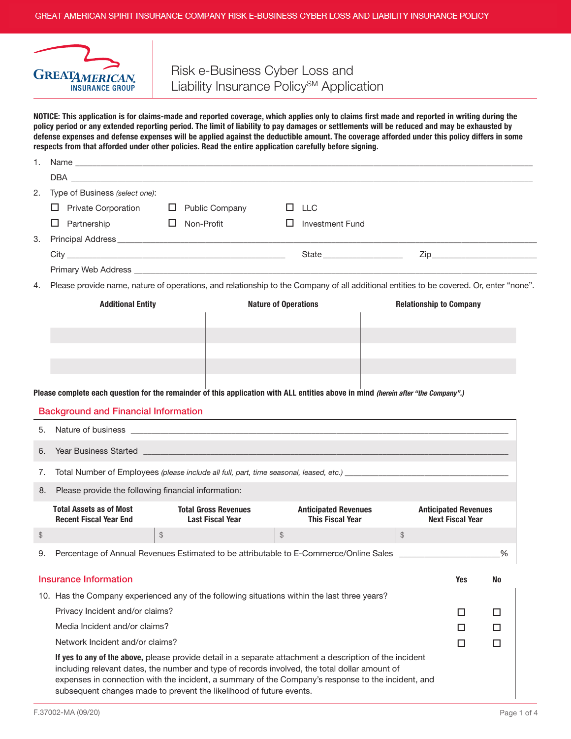# Risk e-Business Cyber Loss and Liability Insurance Policy[SM] Application

**NOTICE: This application is for claims-made and reported coverage, which applies only to claims first made and reported in writing during the policy period or any extended reporting period. The limit of liability to pay damages or settlements will be reduced and may be exhausted by defense expenses and defense expenses will be applied against the deductible amount. The coverage afforded under this policy differs in some respects from that afforded under other policies. Read the entire application carefully before signing.**

1. Name ______________________________

   DBA ______________________________

2. Type of Business *(select one)*:

   ☐ Private Corporation ☐ Public Company ☐ LLC

   ☐ Partnership ☐ Non-Profit ☐ Investment Fund

3. Principal Address ______________________________

   City ______________________ State ______________ Zip ______________

   Primary Web Address ______________________________

4. Please provide name, nature of operations, and relationship to the Company of all additional entities to be covered. Or, enter "none".

| Additional Entity | Nature of Operations | Relationship to Company |
|---|---|---|
| | | |
| | | |
| | | |
| | | |

**Please complete each question for the remainder of this application with ALL entities above in mind** ***(herein after "the Company".)***

## Background and Financial Information

5. Nature of business ______________________________

6. Year Business Started ______________________________

7. Total Number of Employees *(please include all full, part, time seasonal, leased, etc.)* ______________________________

8. Please provide the following financial information:

| Total Assets as of Most Recent Fiscal Year End | Total Gross Revenues Last Fiscal Year | Anticipated Revenues This Fiscal Year | Anticipated Revenues Next Fiscal Year |
|---|---|---|---|
| $ | $ | $ | $ |

9. Percentage of Annual Revenues Estimated to be attributable to E-Commerce/Online Sales ______________%

## Insurance Information

| | Yes | No |
|---|---|---|
| 10. Has the Company experienced any of the following situations within the last three years? | | |
| Privacy Incident and/or claims? | ☐ | ☐ |
| Media Incident and/or claims? | ☐ | ☐ |
| Network Incident and/or claims? | ☐ | ☐ |

**If yes to any of the above,** please provide detail in a separate attachment a description of the incident including relevant dates, the number and type of records involved, the total dollar amount of expenses in connection with the incident, a summary of the Company's response to the incident, and subsequent changes made to prevent the likelihood of future events.

F.37002-MA (09/20)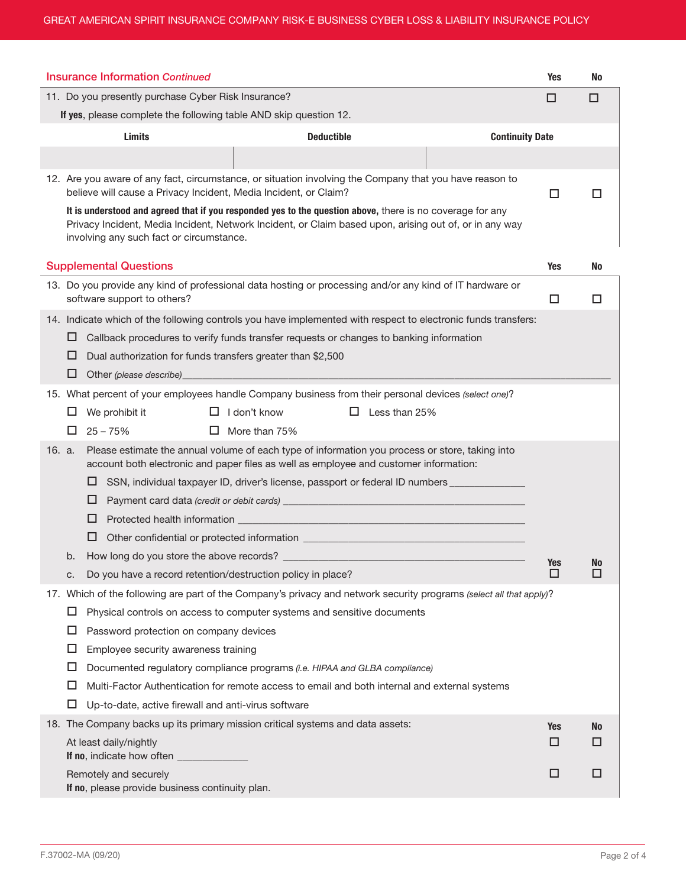## Insurance Information *Continued*

| | Yes | No |
|---|---|---|
| 11. Do you presently purchase Cyber Risk Insurance? | ☐ | ☐ |

**If yes**, please complete the following table AND skip question 12.

| Limits | Deductible | Continuity Date |
|---|---|---|
| | | |

| | Yes | No |
|---|---|---|
| 12. Are you aware of any fact, circumstance, or situation involving the Company that you have reason to believe will cause a Privacy Incident, Media Incident, or Claim? | ☐ | ☐ |

**It is understood and agreed that if you responded yes to the question above,** there is no coverage for any Privacy Incident, Media Incident, Network Incident, or Claim based upon, arising out of, or in any way involving any such fact or circumstance.

## Supplemental Questions

| | Yes | No |
|---|---|---|
| 13. Do you provide any kind of professional data hosting or processing and/or any kind of IT hardware or software support to others? | ☐ | ☐ |

14. Indicate which of the following controls you have implemented with respect to electronic funds transfers:

- ☐ Callback procedures to verify funds transfer requests or changes to banking information
- ☐ Dual authorization for funds transfers greater than $2,500
- ☐ Other *(please describe)* ______________________________

15. What percent of your employees handle Company business from their personal devices *(select one)*?

- ☐ We prohibit it
- ☐ I don't know
- ☐ Less than 25%
- ☐ 25 – 75%
- ☐ More than 75%

16. a. Please estimate the annual volume of each type of information you process or store, taking into account both electronic and paper files as well as employee and customer information:

- ☐ SSN, individual taxpayer ID, driver's license, passport or federal ID numbers ______________
- ☐ Payment card data *(credit or debit cards)* ______________
- ☐ Protected health information ______________
- ☐ Other confidential or protected information ______________

b. How long do you store the above records? ______________

| | Yes | No |
|---|---|---|
| c. Do you have a record retention/destruction policy in place? | ☐ | ☐ |

17. Which of the following are part of the Company's privacy and network security programs *(select all that apply)*?

- ☐ Physical controls on access to computer systems and sensitive documents
- ☐ Password protection on company devices
- ☐ Employee security awareness training
- ☐ Documented regulatory compliance programs *(i.e. HIPAA and GLBA compliance)*
- ☐ Multi-Factor Authentication for remote access to email and both internal and external systems
- ☐ Up-to-date, active firewall and anti-virus software

| 18. The Company backs up its primary mission critical systems and data assets: | Yes | No |
|---|---|---|
| At least daily/nightly<br>**If no**, indicate how often ______________ | ☐ | ☐ |
| Remotely and securely<br>**If no**, please provide business continuity plan. | ☐ | ☐ |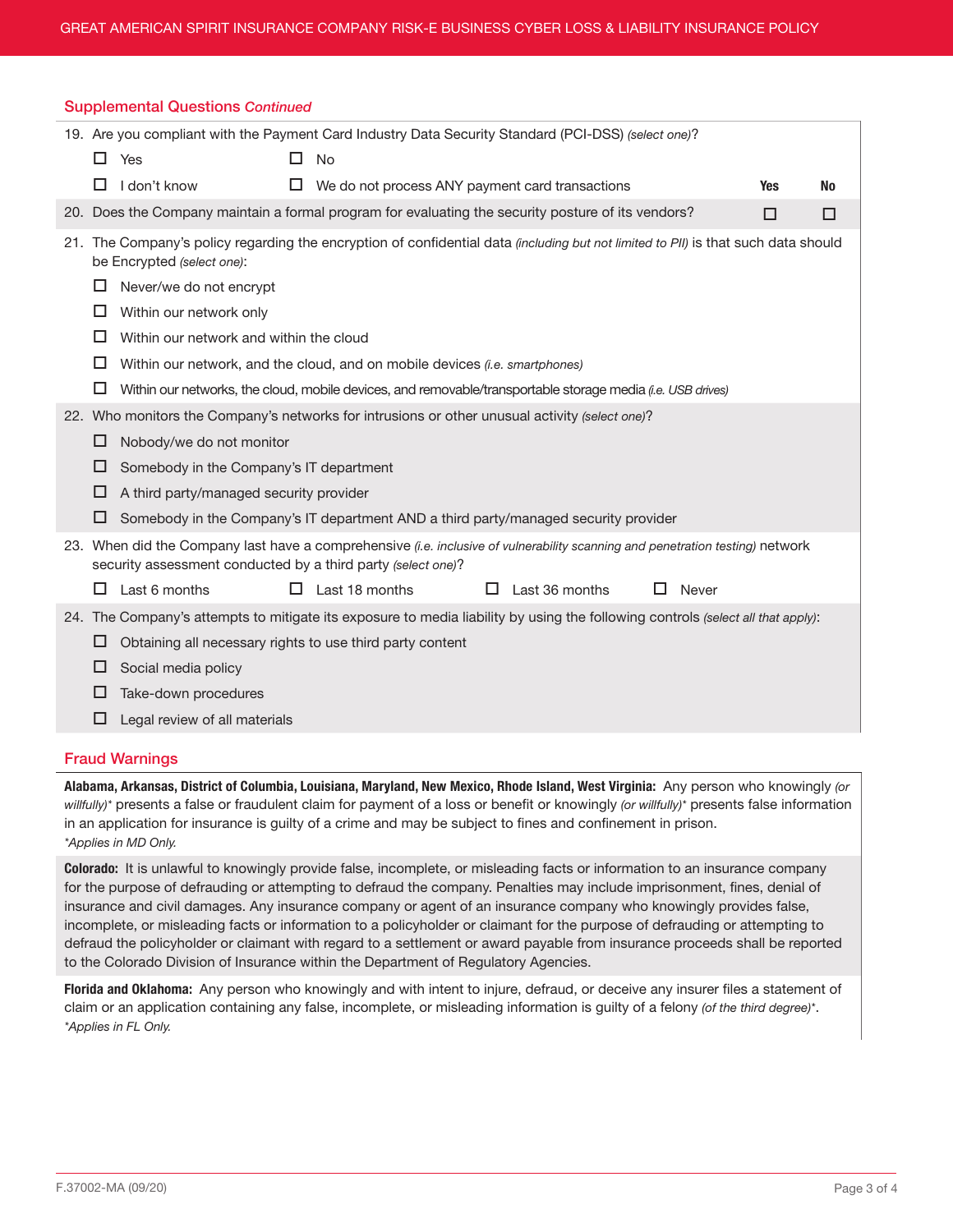## Supplemental Questions *Continued*

19. Are you compliant with the Payment Card Industry Data Security Standard (PCI-DSS) *(select one)*?

- ☐ Yes
- ☐ No
- ☐ I don't know
- ☐ We do not process ANY payment card transactions

| | Yes | No |
|---|---|---|
| 20. Does the Company maintain a formal program for evaluating the security posture of its vendors? | ☐ | ☐ |

21. The Company's policy regarding the encryption of confidential data *(including but not limited to PII)* is that such data should be Encrypted *(select one)*:

- ☐ Never/we do not encrypt
- ☐ Within our network only
- ☐ Within our network and within the cloud
- ☐ Within our network, and the cloud, and on mobile devices *(i.e. smartphones)*
- ☐ Within our networks, the cloud, mobile devices, and removable/transportable storage media *(i.e. USB drives)*

22. Who monitors the Company's networks for intrusions or other unusual activity *(select one)*?

- ☐ Nobody/we do not monitor
- ☐ Somebody in the Company's IT department
- ☐ A third party/managed security provider
- ☐ Somebody in the Company's IT department AND a third party/managed security provider

23. When did the Company last have a comprehensive *(i.e. inclusive of vulnerability scanning and penetration testing)* network security assessment conducted by a third party *(select one)*?

- ☐ Last 6 months
- ☐ Last 18 months
- ☐ Last 36 months
- ☐ Never

24. The Company's attempts to mitigate its exposure to media liability by using the following controls *(select all that apply)*:

- ☐ Obtaining all necessary rights to use third party content
- ☐ Social media policy
- ☐ Take-down procedures
- ☐ Legal review of all materials

## Fraud Warnings

**Alabama, Arkansas, District of Columbia, Louisiana, Maryland, New Mexico, Rhode Island, West Virginia:** Any person who knowingly *(or willfully)** presents a false or fraudulent claim for payment of a loss or benefit or knowingly *(or willfully)** presents false information in an application for insurance is guilty of a crime and may be subject to fines and confinement in prison.
*\*Applies in MD Only.*

**Colorado:** It is unlawful to knowingly provide false, incomplete, or misleading facts or information to an insurance company for the purpose of defrauding or attempting to defraud the company. Penalties may include imprisonment, fines, denial of insurance and civil damages. Any insurance company or agent of an insurance company who knowingly provides false, incomplete, or misleading facts or information to a policyholder or claimant for the purpose of defrauding or attempting to defraud the policyholder or claimant with regard to a settlement or award payable from insurance proceeds shall be reported to the Colorado Division of Insurance within the Department of Regulatory Agencies.

**Florida and Oklahoma:** Any person who knowingly and with intent to injure, defraud, or deceive any insurer files a statement of claim or an application containing any false, incomplete, or misleading information is guilty of a felony *(of the third degree)**.
*\*Applies in FL Only.*

F.37002-MA (09/20)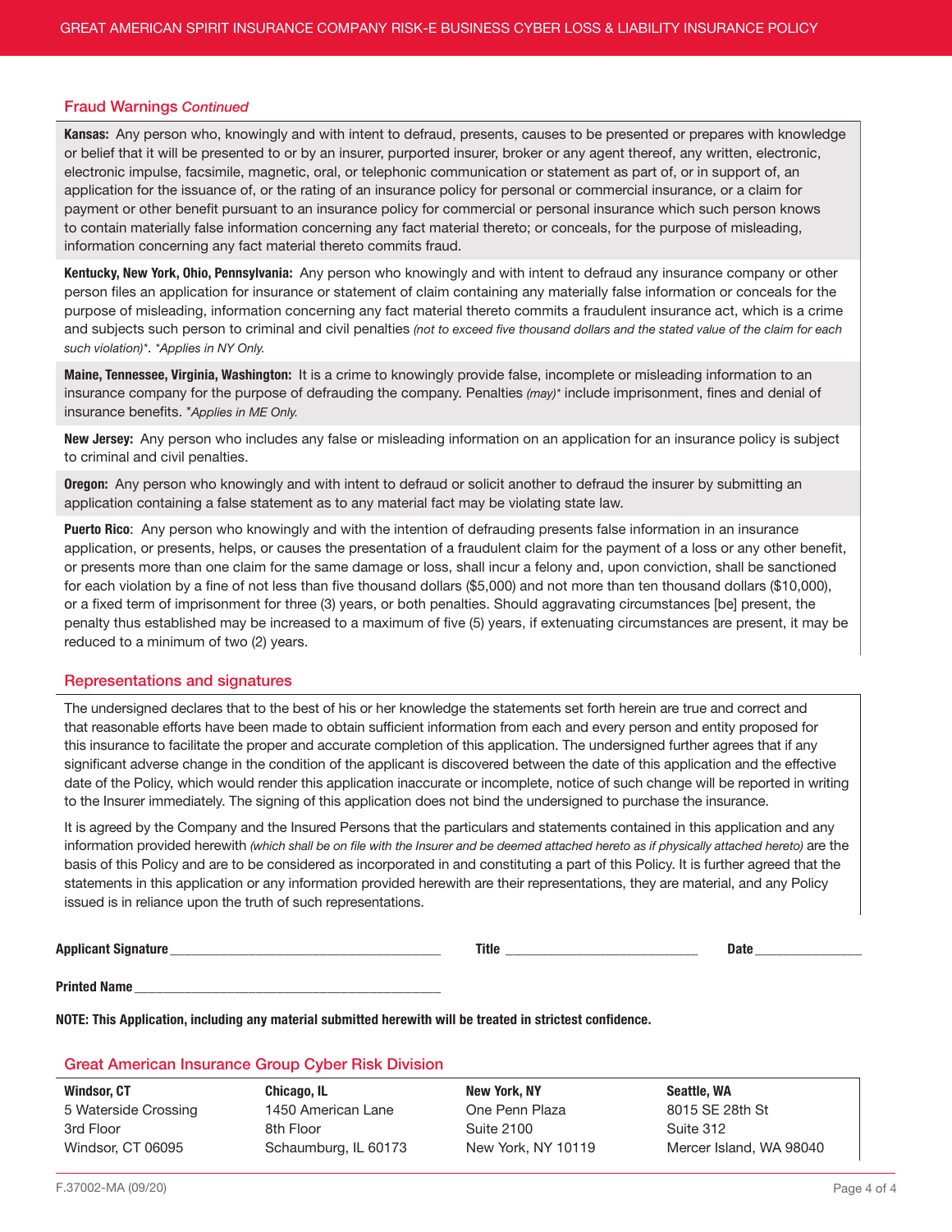## Fraud Warnings *Continued*

**Kansas:** Any person who, knowingly and with intent to defraud, presents, causes to be presented or prepares with knowledge or belief that it will be presented to or by an insurer, purported insurer, broker or any agent thereof, any written, electronic, electronic impulse, facsimile, magnetic, oral, or telephonic communication or statement as part of, or in support of, an application for the issuance of, or the rating of an insurance policy for personal or commercial insurance, or a claim for payment or other benefit pursuant to an insurance policy for commercial or personal insurance which such person knows to contain materially false information concerning any fact material thereto; or conceals, for the purpose of misleading, information concerning any fact material thereto commits fraud.

**Kentucky, New York, Ohio, Pennsylvania:** Any person who knowingly and with intent to defraud any insurance company or other person files an application for insurance or statement of claim containing any materially false information or conceals for the purpose of misleading, information concerning any fact material thereto commits a fraudulent insurance act, which is a crime and subjects such person to criminal and civil penalties *(not to exceed five thousand dollars and the stated value of the claim for each such violation)\**. *\*Applies in NY Only.*

**Maine, Tennessee, Virginia, Washington:** It is a crime to knowingly provide false, incomplete or misleading information to an insurance company for the purpose of defrauding the company. Penalties *(may)\** include imprisonment, fines and denial of insurance benefits. *\*Applies in ME Only.*

**New Jersey:** Any person who includes any false or misleading information on an application for an insurance policy is subject to criminal and civil penalties.

**Oregon:** Any person who knowingly and with intent to defraud or solicit another to defraud the insurer by submitting an application containing a false statement as to any material fact may be violating state law.

**Puerto Rico**: Any person who knowingly and with the intention of defrauding presents false information in an insurance application, or presents, helps, or causes the presentation of a fraudulent claim for the payment of a loss or any other benefit, or presents more than one claim for the same damage or loss, shall incur a felony and, upon conviction, shall be sanctioned for each violation by a fine of not less than five thousand dollars ($5,000) and not more than ten thousand dollars ($10,000), or a fixed term of imprisonment for three (3) years, or both penalties. Should aggravating circumstances [be] present, the penalty thus established may be increased to a maximum of five (5) years, if extenuating circumstances are present, it may be reduced to a minimum of two (2) years.

## Representations and signatures

The undersigned declares that to the best of his or her knowledge the statements set forth herein are true and correct and that reasonable efforts have been made to obtain sufficient information from each and every person and entity proposed for this insurance to facilitate the proper and accurate completion of this application. The undersigned further agrees that if any significant adverse change in the condition of the applicant is discovered between the date of this application and the effective date of the Policy, which would render this application inaccurate or incomplete, notice of such change will be reported in writing to the Insurer immediately. The signing of this application does not bind the undersigned to purchase the insurance.

It is agreed by the Company and the Insured Persons that the particulars and statements contained in this application and any information provided herewith *(which shall be on file with the Insurer and be deemed attached hereto as if physically attached hereto)* are the basis of this Policy and are to be considered as incorporated in and constituting a part of this Policy. It is further agreed that the statements in this application or any information provided herewith are their representations, they are material, and any Policy issued is in reliance upon the truth of such representations.

**Applicant Signature** ______________________________ **Title** ______________________ **Date** ____________

**Printed Name** ______________________________

**NOTE: This Application, including any material submitted herewith will be treated in strictest confidence.**

## Great American Insurance Group Cyber Risk Division

| **Windsor, CT** | **Chicago, IL** | **New York, NY** | **Seattle, WA** |
|---|---|---|---|
| 5 Waterside Crossing | 1450 American Lane | One Penn Plaza | 8015 SE 28th St |
| 3rd Floor | 8th Floor | Suite 2100 | Suite 312 |
| Windsor, CT 06095 | Schaumburg, IL 60173 | New York, NY 10119 | Mercer Island, WA 98040 |

F.37002-MA (09/20)